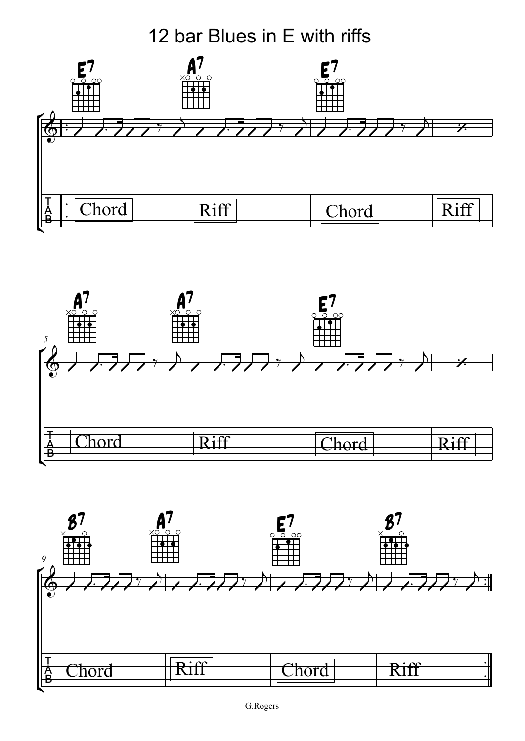# 12 bar Blues in E with riffs

| Bar | Chord | Tab |
|---|---|---|
| 1 | E7 | Chord |
| 2 | A7 | Riff |
| 3 | E7 | Chord |
| 4 | | Riff |
| 5 | A7 | Chord |
| 6 | A7 | Riff |
| 7 | E7 | Chord |
| 8 | | Riff |
| 9 | B7 | Chord |
| 10 | A7 | Riff |
| 11 | E7 | Chord |
| 12 | B7 | Riff |

G.Rogers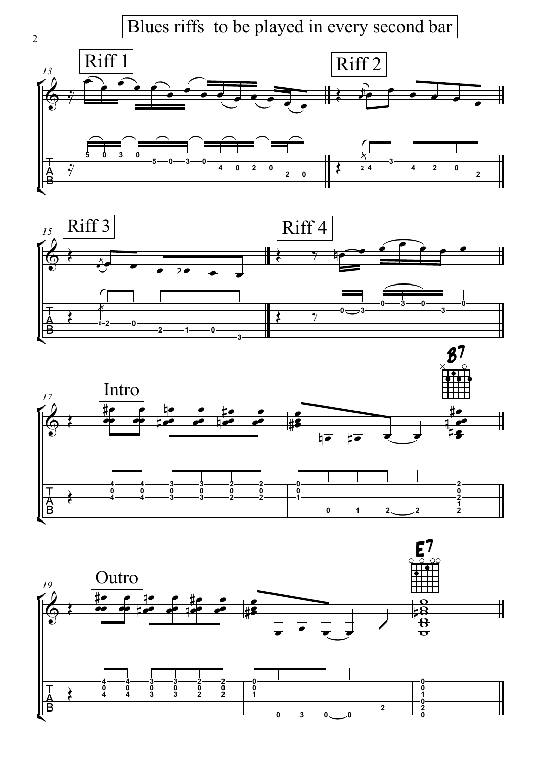# Blues riffs to be played in every second bar

Riff 1

Riff 2

Riff 3

Riff 4

Intro

B7

Outro

E7